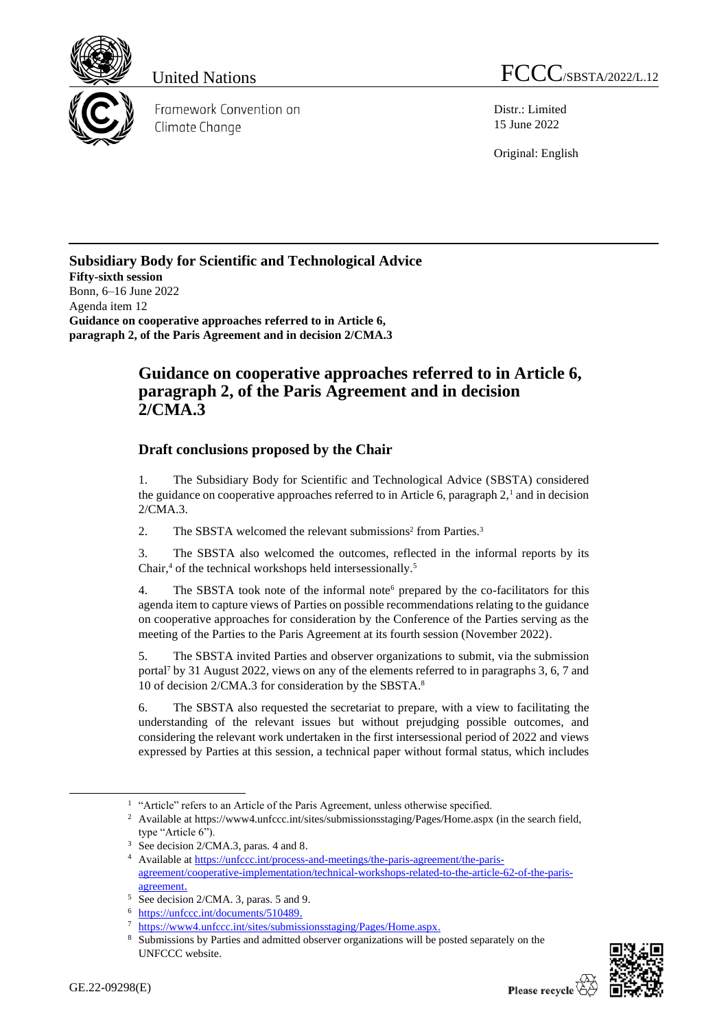United Nations

FCCC/SBSTA/2022/L.12

Framework Convention on Climate Change

Distr.: Limited
15 June 2022

Original: English

**Subsidiary Body for Scientific and Technological Advice**
**Fifty-sixth session**
Bonn, 6–16 June 2022
Agenda item 12
**Guidance on cooperative approaches referred to in Article 6, paragraph 2, of the Paris Agreement and in decision 2/CMA.3**

# Guidance on cooperative approaches referred to in Article 6, paragraph 2, of the Paris Agreement and in decision 2/CMA.3

## Draft conclusions proposed by the Chair

1. The Subsidiary Body for Scientific and Technological Advice (SBSTA) considered the guidance on cooperative approaches referred to in Article 6, paragraph 2,[1] and in decision 2/CMA.3.

2. The SBSTA welcomed the relevant submissions[2] from Parties.[3]

3. The SBSTA also welcomed the outcomes, reflected in the informal reports by its Chair,[4] of the technical workshops held intersessionally.[5]

4. The SBSTA took note of the informal note[6] prepared by the co-facilitators for this agenda item to capture views of Parties on possible recommendations relating to the guidance on cooperative approaches for consideration by the Conference of the Parties serving as the meeting of the Parties to the Paris Agreement at its fourth session (November 2022).

5. The SBSTA invited Parties and observer organizations to submit, via the submission portal[7] by 31 August 2022, views on any of the elements referred to in paragraphs 3, 6, 7 and 10 of decision 2/CMA.3 for consideration by the SBSTA.[8]

6. The SBSTA also requested the secretariat to prepare, with a view to facilitating the understanding of the relevant issues but without prejudging possible outcomes, and considering the relevant work undertaken in the first intersessional period of 2022 and views expressed by Parties at this session, a technical paper without formal status, which includes

---

[1] "Article" refers to an Article of the Paris Agreement, unless otherwise specified.

[2] Available at https://www4.unfccc.int/sites/submissionsstaging/Pages/Home.aspx (in the search field, type "Article 6").

[3] See decision 2/CMA.3, paras. 4 and 8.

[4] Available at https://unfccc.int/process-and-meetings/the-paris-agreement/the-paris-agreement/cooperative-implementation/technical-workshops-related-to-the-article-62-of-the-paris-agreement.

[5] See decision 2/CMA. 3, paras. 5 and 9.

[6] https://unfccc.int/documents/510489.

[7] https://www4.unfccc.int/sites/submissionsstaging/Pages/Home.aspx.

[8] Submissions by Parties and admitted observer organizations will be posted separately on the UNFCCC website.

GE.22-09298(E)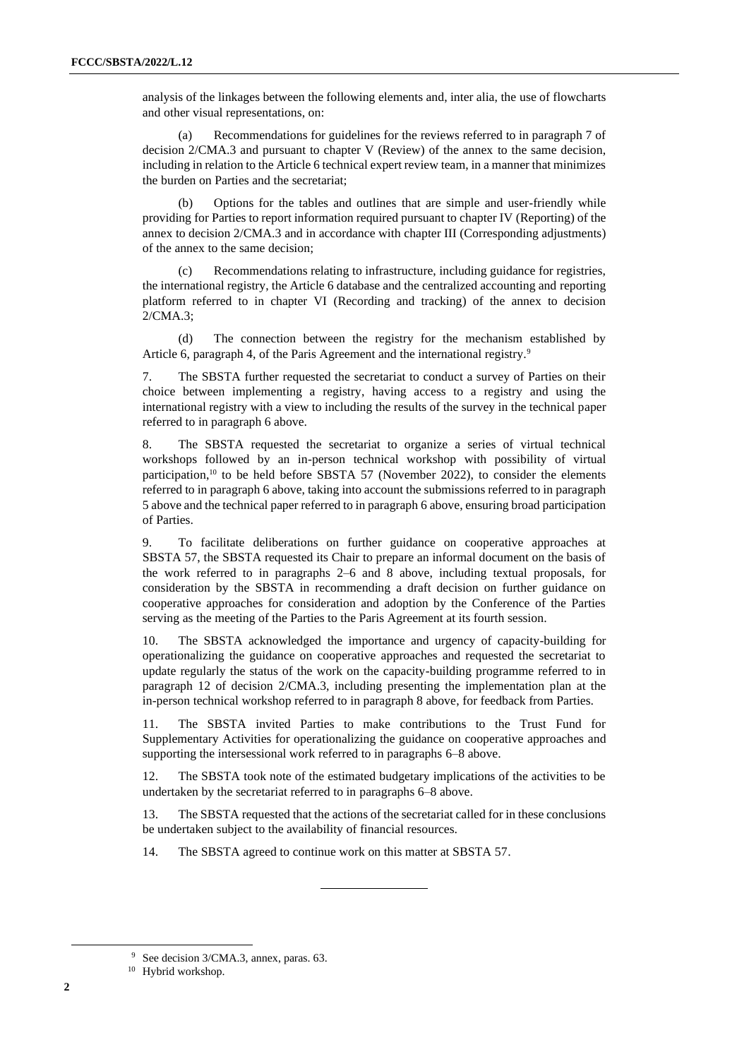analysis of the linkages between the following elements and, inter alia, the use of flowcharts and other visual representations, on:

(a) Recommendations for guidelines for the reviews referred to in paragraph 7 of decision 2/CMA.3 and pursuant to chapter V (Review) of the annex to the same decision, including in relation to the Article 6 technical expert review team, in a manner that minimizes the burden on Parties and the secretariat;

(b) Options for the tables and outlines that are simple and user-friendly while providing for Parties to report information required pursuant to chapter IV (Reporting) of the annex to decision 2/CMA.3 and in accordance with chapter III (Corresponding adjustments) of the annex to the same decision;

(c) Recommendations relating to infrastructure, including guidance for registries, the international registry, the Article 6 database and the centralized accounting and reporting platform referred to in chapter VI (Recording and tracking) of the annex to decision 2/CMA.3;

(d) The connection between the registry for the mechanism established by Article 6, paragraph 4, of the Paris Agreement and the international registry.[9]

7. The SBSTA further requested the secretariat to conduct a survey of Parties on their choice between implementing a registry, having access to a registry and using the international registry with a view to including the results of the survey in the technical paper referred to in paragraph 6 above.

8. The SBSTA requested the secretariat to organize a series of virtual technical workshops followed by an in-person technical workshop with possibility of virtual participation,[10] to be held before SBSTA 57 (November 2022), to consider the elements referred to in paragraph 6 above, taking into account the submissions referred to in paragraph 5 above and the technical paper referred to in paragraph 6 above, ensuring broad participation of Parties.

9. To facilitate deliberations on further guidance on cooperative approaches at SBSTA 57, the SBSTA requested its Chair to prepare an informal document on the basis of the work referred to in paragraphs 2–6 and 8 above, including textual proposals, for consideration by the SBSTA in recommending a draft decision on further guidance on cooperative approaches for consideration and adoption by the Conference of the Parties serving as the meeting of the Parties to the Paris Agreement at its fourth session.

10. The SBSTA acknowledged the importance and urgency of capacity-building for operationalizing the guidance on cooperative approaches and requested the secretariat to update regularly the status of the work on the capacity-building programme referred to in paragraph 12 of decision 2/CMA.3, including presenting the implementation plan at the in-person technical workshop referred to in paragraph 8 above, for feedback from Parties.

11. The SBSTA invited Parties to make contributions to the Trust Fund for Supplementary Activities for operationalizing the guidance on cooperative approaches and supporting the intersessional work referred to in paragraphs 6–8 above.

12. The SBSTA took note of the estimated budgetary implications of the activities to be undertaken by the secretariat referred to in paragraphs 6–8 above.

13. The SBSTA requested that the actions of the secretariat called for in these conclusions be undertaken subject to the availability of financial resources.

14. The SBSTA agreed to continue work on this matter at SBSTA 57.

---

[9] See decision 3/CMA.3, annex, paras. 63.

[10] Hybrid workshop.